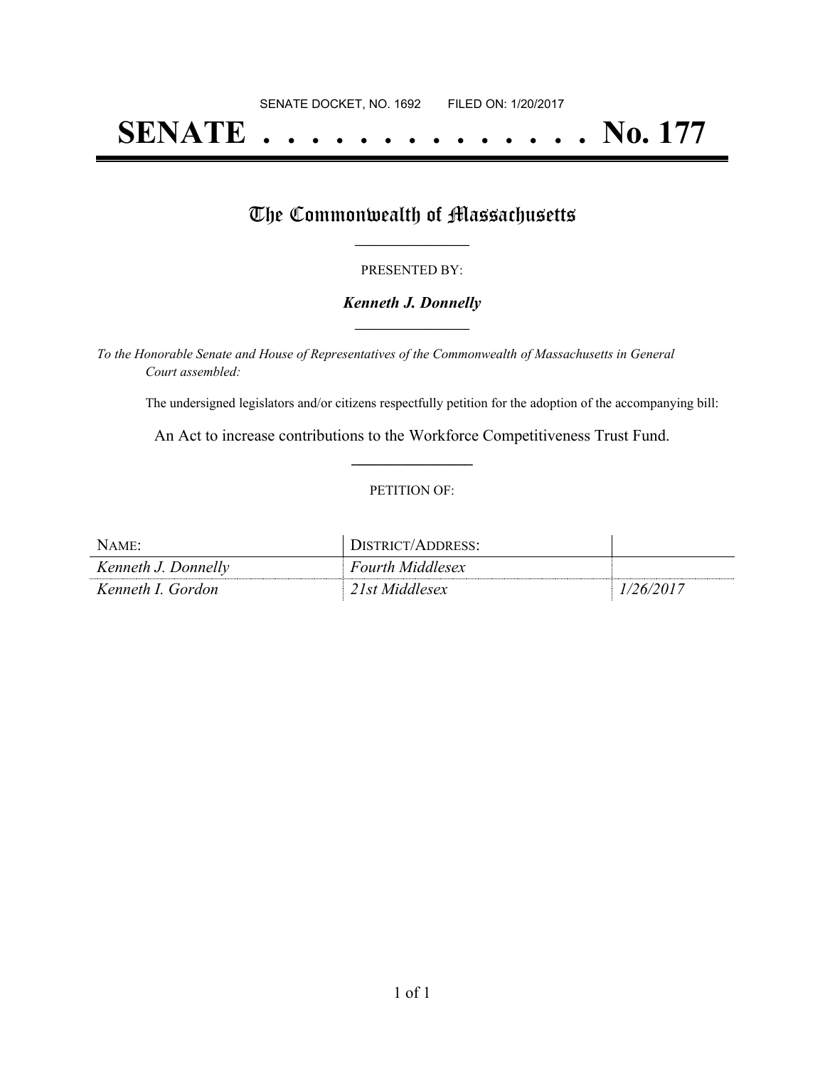SENATE DOCKET, NO. 1692 FILED ON: 1/20/2017

# SENATE . . . . . . . . . . . . . . No. 177

## The Commonwealth of Massachusetts

PRESENTED BY:

***Kenneth J. Donnelly***

*To the Honorable Senate and House of Representatives of the Commonwealth of Massachusetts in General Court assembled:*

The undersigned legislators and/or citizens respectfully petition for the adoption of the accompanying bill:

An Act to increase contributions to the Workforce Competitiveness Trust Fund.

PETITION OF:

| NAME: | DISTRICT/ADDRESS: | |
|---|---|---|
| *Kenneth J. Donnelly* | *Fourth Middlesex* | |
| *Kenneth I. Gordon* | *21st Middlesex* | *1/26/2017* |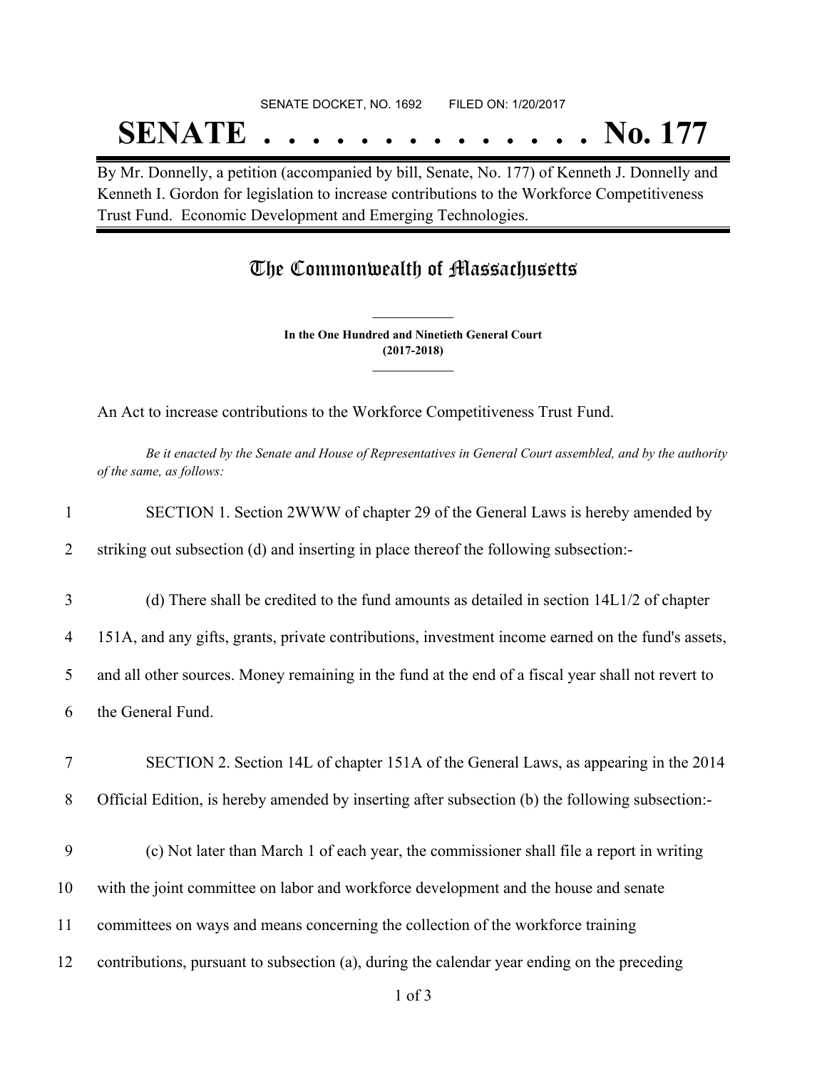SENATE DOCKET, NO. 1692 FILED ON: 1/20/2017

# SENATE . . . . . . . . . . . . . . No. 177

By Mr. Donnelly, a petition (accompanied by bill, Senate, No. 177) of Kenneth J. Donnelly and Kenneth I. Gordon for legislation to increase contributions to the Workforce Competitiveness Trust Fund. Economic Development and Emerging Technologies.

## The Commonwealth of Massachusetts

**In the One Hundred and Ninetieth General Court**
**(2017-2018)**

An Act to increase contributions to the Workforce Competitiveness Trust Fund.

*Be it enacted by the Senate and House of Representatives in General Court assembled, and by the authority of the same, as follows:*

1 SECTION 1. Section 2WWW of chapter 29 of the General Laws is hereby amended by
2 striking out subsection (d) and inserting in place thereof the following subsection:-

3 (d) There shall be credited to the fund amounts as detailed in section 14L1/2 of chapter
4 151A, and any gifts, grants, private contributions, investment income earned on the fund's assets,
5 and all other sources. Money remaining in the fund at the end of a fiscal year shall not revert to
6 the General Fund.

7 SECTION 2. Section 14L of chapter 151A of the General Laws, as appearing in the 2014
8 Official Edition, is hereby amended by inserting after subsection (b) the following subsection:-

9 (c) Not later than March 1 of each year, the commissioner shall file a report in writing
10 with the joint committee on labor and workforce development and the house and senate
11 committees on ways and means concerning the collection of the workforce training
12 contributions, pursuant to subsection (a), during the calendar year ending on the preceding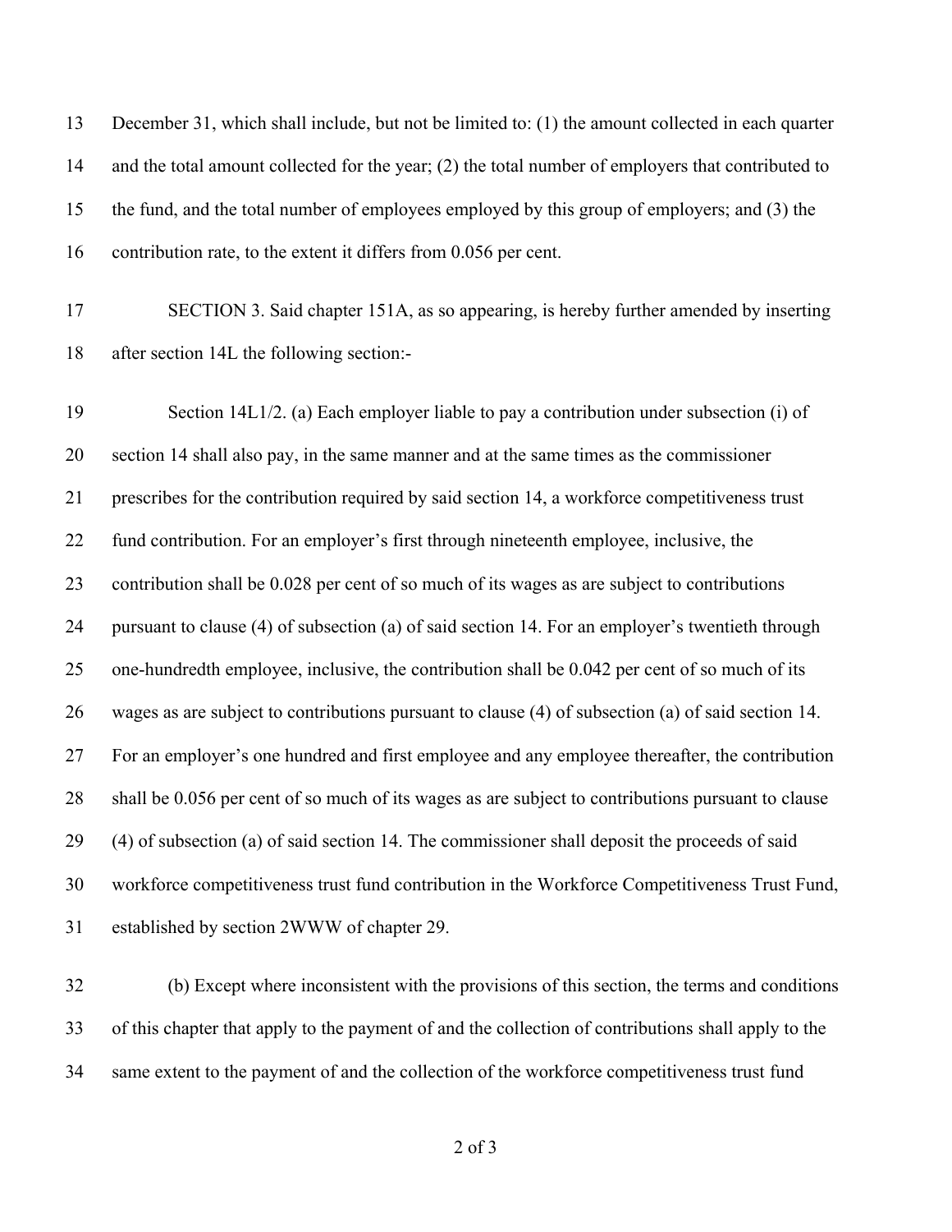December 31, which shall include, but not be limited to: (1) the amount collected in each quarter and the total amount collected for the year; (2) the total number of employers that contributed to the fund, and the total number of employees employed by this group of employers; and (3) the contribution rate, to the extent it differs from 0.056 per cent.

SECTION 3. Said chapter 151A, as so appearing, is hereby further amended by inserting after section 14L the following section:-

Section 14L1/2. (a) Each employer liable to pay a contribution under subsection (i) of section 14 shall also pay, in the same manner and at the same times as the commissioner prescribes for the contribution required by said section 14, a workforce competitiveness trust fund contribution. For an employer's first through nineteenth employee, inclusive, the contribution shall be 0.028 per cent of so much of its wages as are subject to contributions pursuant to clause (4) of subsection (a) of said section 14. For an employer's twentieth through one-hundredth employee, inclusive, the contribution shall be 0.042 per cent of so much of its wages as are subject to contributions pursuant to clause (4) of subsection (a) of said section 14. For an employer's one hundred and first employee and any employee thereafter, the contribution shall be 0.056 per cent of so much of its wages as are subject to contributions pursuant to clause (4) of subsection (a) of said section 14. The commissioner shall deposit the proceeds of said workforce competitiveness trust fund contribution in the Workforce Competitiveness Trust Fund, established by section 2WWW of chapter 29.

(b) Except where inconsistent with the provisions of this section, the terms and conditions of this chapter that apply to the payment of and the collection of contributions shall apply to the same extent to the payment of and the collection of the workforce competitiveness trust fund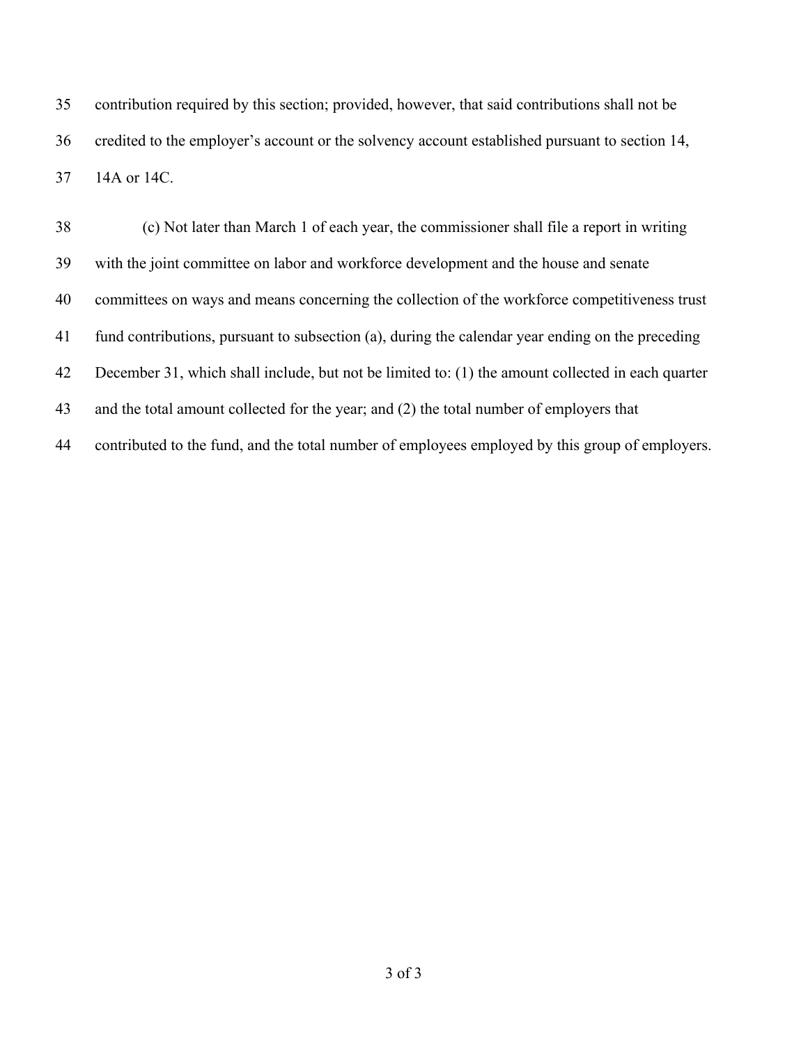contribution required by this section; provided, however, that said contributions shall not be credited to the employer's account or the solvency account established pursuant to section 14, 14A or 14C.

(c) Not later than March 1 of each year, the commissioner shall file a report in writing with the joint committee on labor and workforce development and the house and senate committees on ways and means concerning the collection of the workforce competitiveness trust fund contributions, pursuant to subsection (a), during the calendar year ending on the preceding December 31, which shall include, but not be limited to: (1) the amount collected in each quarter and the total amount collected for the year; and (2) the total number of employers that contributed to the fund, and the total number of employees employed by this group of employers.